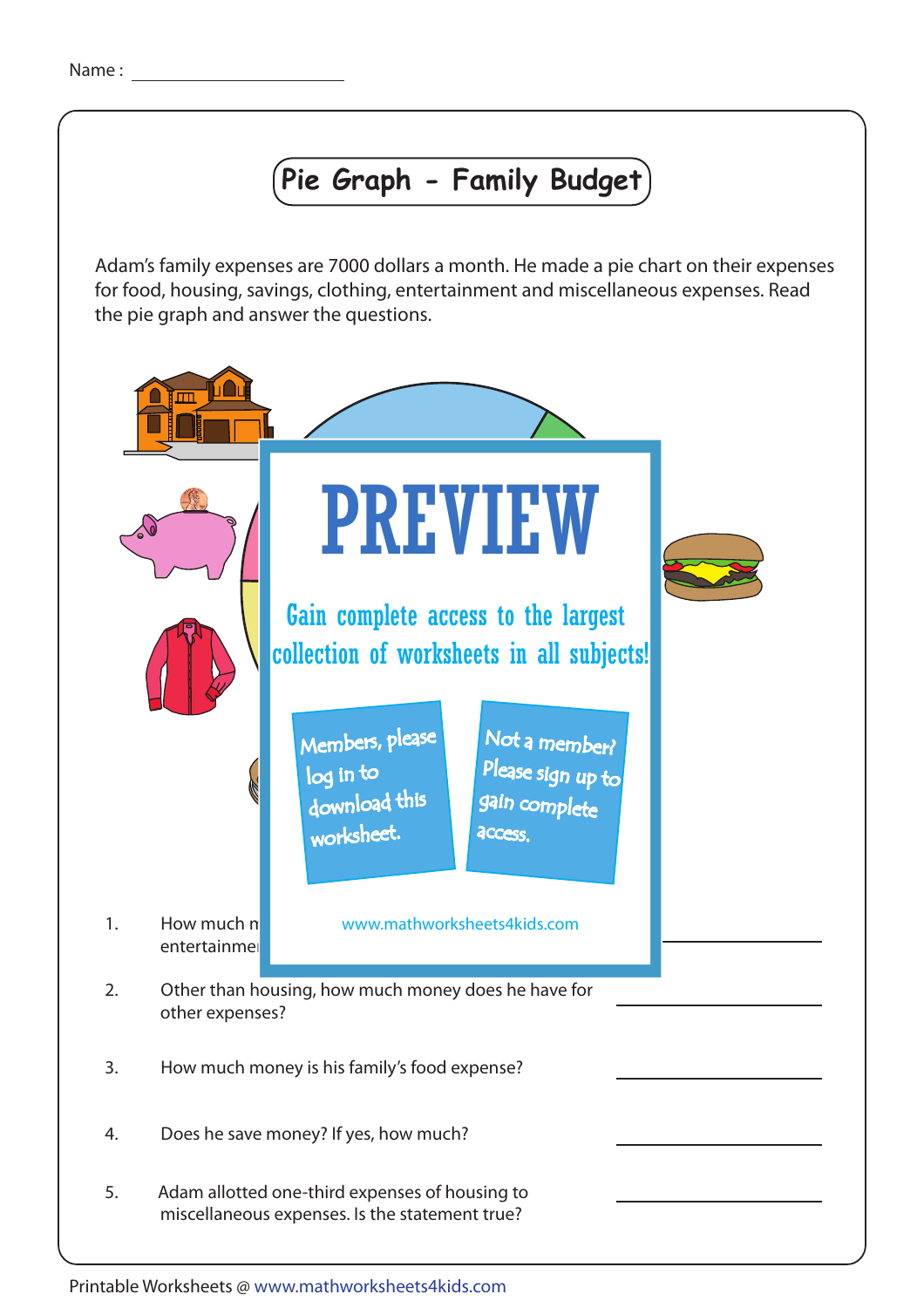Name : ______________________

# Pie Graph - Family Budget

Adam's family expenses are 7000 dollars a month. He made a pie chart on their expenses for food, housing, savings, clothing, entertainment and miscellaneous expenses. Read the pie graph and answer the questions.

1. How much m... entertainme... ______________________

2. Other than housing, how much money does he have for other expenses? ______________________

3. How much money is his family's food expense? ______________________

4. Does he save money? If yes, how much? ______________________

5. Adam allotted one-third expenses of housing to miscellaneous expenses. Is the statement true? ______________________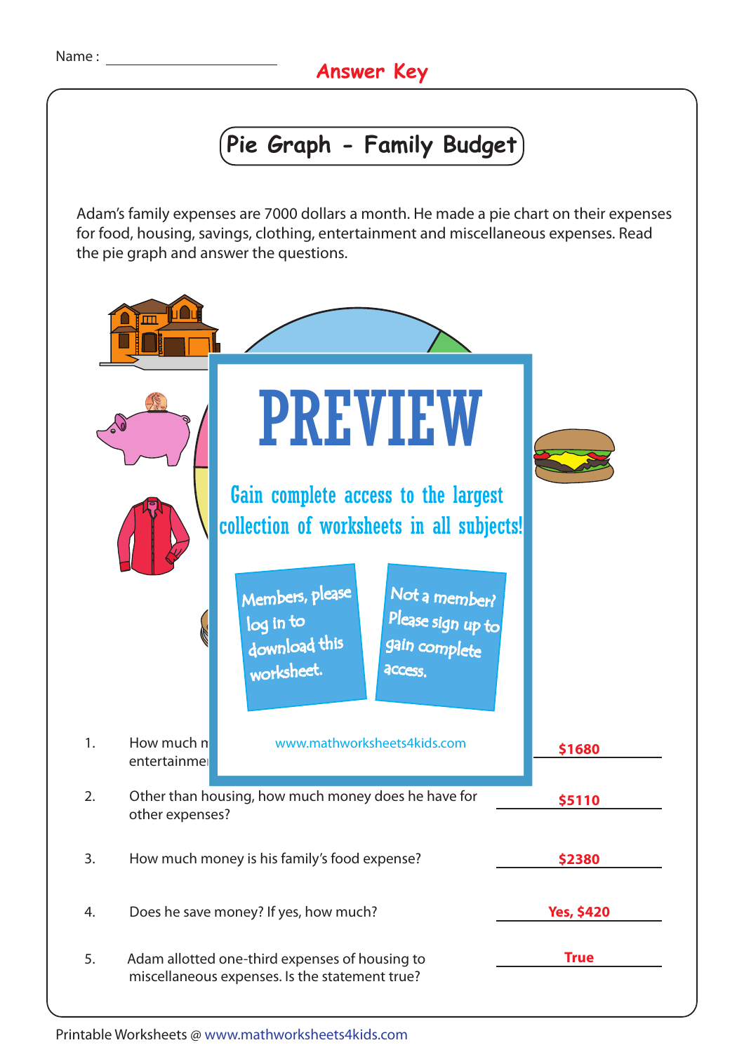Name : ____________________

**Answer Key**

# Pie Graph - Family Budget

Adam's family expenses are 7000 dollars a month. He made a pie chart on their expenses for food, housing, savings, clothing, entertainment and miscellaneous expenses. Read the pie graph and answer the questions.

PREVIEW

Gain complete access to the largest collection of worksheets in all subjects!

Members, please log in to download this worksheet.

Not a member? Please sign up to gain complete access.

www.mathworksheets4kids.com

1. How much m... entertainme... **$1680**

2. Other than housing, how much money does he have for other expenses? **$5110**

3. How much money is his family's food expense? **$2380**

4. Does he save money? If yes, how much? **Yes, $420**

5. Adam allotted one-third expenses of housing to miscellaneous expenses. Is the statement true? **True**

Printable Worksheets @ www.mathworksheets4kids.com